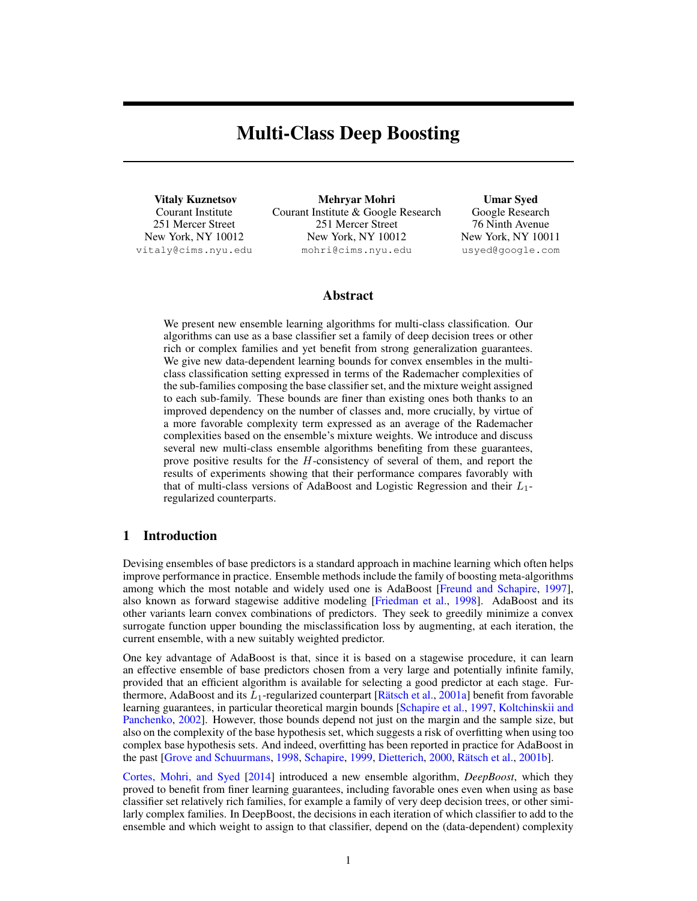# Multi-Class Deep Boosting

**Vitaly Kuznetsov**
Courant Institute
251 Mercer Street
New York, NY 10012
vitaly@cims.nyu.edu

**Mehryar Mohri**
Courant Institute & Google Research
251 Mercer Street
New York, NY 10012
mohri@cims.nyu.edu

**Umar Syed**
Google Research
76 Ninth Avenue
New York, NY 10011
usyed@google.com

## Abstract

We present new ensemble learning algorithms for multi-class classification. Our algorithms can use as a base classifier set a family of deep decision trees or other rich or complex families and yet benefit from strong generalization guarantees. We give new data-dependent learning bounds for convex ensembles in the multi-class classification setting expressed in terms of the Rademacher complexities of the sub-families composing the base classifier set, and the mixture weight assigned to each sub-family. These bounds are finer than existing ones both thanks to an improved dependency on the number of classes and, more crucially, by virtue of a more favorable complexity term expressed as an average of the Rademacher complexities based on the ensemble's mixture weights. We introduce and discuss several new multi-class ensemble algorithms benefiting from these guarantees, prove positive results for the $H$-consistency of several of them, and report the results of experiments showing that their performance compares favorably with that of multi-class versions of AdaBoost and Logistic Regression and their $L_1$-regularized counterparts.

## 1 Introduction

Devising ensembles of base predictors is a standard approach in machine learning which often helps improve performance in practice. Ensemble methods include the family of boosting meta-algorithms among which the most notable and widely used one is AdaBoost [Freund and Schapire, 1997], also known as forward stagewise additive modeling [Friedman et al., 1998]. AdaBoost and its other variants learn convex combinations of predictors. They seek to greedily minimize a convex surrogate function upper bounding the misclassification loss by augmenting, at each iteration, the current ensemble, with a new suitably weighted predictor.

One key advantage of AdaBoost is that, since it is based on a stagewise procedure, it can learn an effective ensemble of base predictors chosen from a very large and potentially infinite family, provided that an efficient algorithm is available for selecting a good predictor at each stage. Furthermore, AdaBoost and its $L_1$-regularized counterpart [Rätsch et al., 2001a] benefit from favorable learning guarantees, in particular theoretical margin bounds [Schapire et al., 1997, Koltchinskii and Panchenko, 2002]. However, those bounds depend not just on the margin and the sample size, but also on the complexity of the base hypothesis set, which suggests a risk of overfitting when using too complex base hypothesis sets. And indeed, overfitting has been reported in practice for AdaBoost in the past [Grove and Schuurmans, 1998, Schapire, 1999, Dietterich, 2000, Rätsch et al., 2001b].

Cortes, Mohri, and Syed [2014] introduced a new ensemble algorithm, *DeepBoost*, which they proved to benefit from finer learning guarantees, including favorable ones even when using as base classifier set relatively rich families, for example a family of very deep decision trees, or other similarly complex families. In DeepBoost, the decisions in each iteration of which classifier to add to the ensemble and which weight to assign to that classifier, depend on the (data-dependent) complexity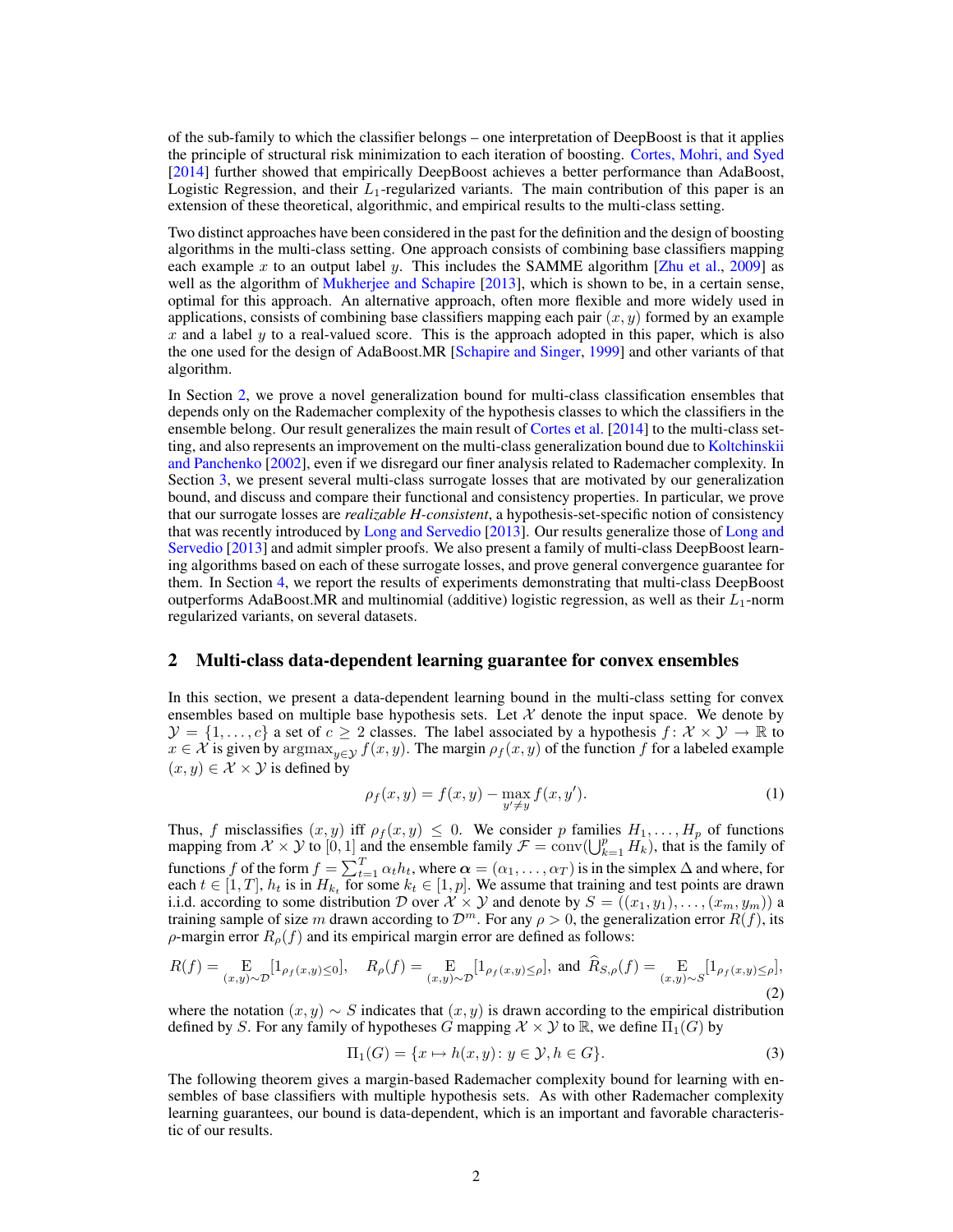of the sub-family to which the classifier belongs – one interpretation of DeepBoost is that it applies the principle of structural risk minimization to each iteration of boosting. Cortes, Mohri, and Syed [2014] further showed that empirically DeepBoost achieves a better performance than AdaBoost, Logistic Regression, and their $L_1$-regularized variants. The main contribution of this paper is an extension of these theoretical, algorithmic, and empirical results to the multi-class setting.

Two distinct approaches have been considered in the past for the definition and the design of boosting algorithms in the multi-class setting. One approach consists of combining base classifiers mapping each example $x$ to an output label $y$. This includes the SAMME algorithm [Zhu et al., 2009] as well as the algorithm of Mukherjee and Schapire [2013], which is shown to be, in a certain sense, optimal for this approach. An alternative approach, often more flexible and more widely used in applications, consists of combining base classifiers mapping each pair $(x, y)$ formed by an example $x$ and a label $y$ to a real-valued score. This is the approach adopted in this paper, which is also the one used for the design of AdaBoost.MR [Schapire and Singer, 1999] and other variants of that algorithm.

In Section 2, we prove a novel generalization bound for multi-class classification ensembles that depends only on the Rademacher complexity of the hypothesis classes to which the classifiers in the ensemble belong. Our result generalizes the main result of Cortes et al. [2014] to the multi-class setting, and also represents an improvement on the multi-class generalization bound due to Koltchinskii and Panchenko [2002], even if we disregard our finer analysis related to Rademacher complexity. In Section 3, we present several multi-class surrogate losses that are motivated by our generalization bound, and discuss and compare their functional and consistency properties. In particular, we prove that our surrogate losses are ***realizable H-consistent***, a hypothesis-set-specific notion of consistency that was recently introduced by Long and Servedio [2013]. Our results generalize those of Long and Servedio [2013] and admit simpler proofs. We also present a family of multi-class DeepBoost learning algorithms based on each of these surrogate losses, and prove general convergence guarantee for them. In Section 4, we report the results of experiments demonstrating that multi-class DeepBoost outperforms AdaBoost.MR and multinomial (additive) logistic regression, as well as their $L_1$-norm regularized variants, on several datasets.

## 2 Multi-class data-dependent learning guarantee for convex ensembles

In this section, we present a data-dependent learning bound in the multi-class setting for convex ensembles based on multiple base hypothesis sets. Let $\mathcal{X}$ denote the input space. We denote by $\mathcal{Y} = \{1, \ldots, c\}$ a set of $c \geq 2$ classes. The label associated by a hypothesis $f : \mathcal{X} \times \mathcal{Y} \to \mathbb{R}$ to $x \in \mathcal{X}$ is given by $\operatorname{argmax}_{y \in \mathcal{Y}} f(x, y)$. The margin $\rho_f(x, y)$ of the function $f$ for a labeled example $(x, y) \in \mathcal{X} \times \mathcal{Y}$ is defined by

$$\rho_f(x, y) = f(x, y) - \max_{y' \neq y} f(x, y'). \tag{1}$$

Thus, $f$ misclassifies $(x, y)$ iff $\rho_f(x, y) \leq 0$. We consider $p$ families $H_1, \ldots, H_p$ of functions mapping from $\mathcal{X} \times \mathcal{Y}$ to $[0, 1]$ and the ensemble family $\mathcal{F} = \operatorname{conv}(\bigcup_{k=1}^p H_k)$, that is the family of functions $f$ of the form $f = \sum_{t=1}^T \alpha_t h_t$, where $\boldsymbol{\alpha} = (\alpha_1, \ldots, \alpha_T)$ is in the simplex $\Delta$ and where, for each $t \in [1, T]$, $h_t$ is in $H_{k_t}$ for some $k_t \in [1, p]$. We assume that training and test points are drawn i.i.d. according to some distribution $\mathcal{D}$ over $\mathcal{X} \times \mathcal{Y}$ and denote by $S = ((x_1, y_1), \ldots, (x_m, y_m))$ a training sample of size $m$ drawn according to $\mathcal{D}^m$. For any $\rho > 0$, the generalization error $R(f)$, its $\rho$-margin error $R_\rho(f)$ and its empirical margin error are defined as follows:

$$R(f) = \mathop{\mathrm{E}}_{(x,y) \sim \mathcal{D}}[1_{\rho_f(x,y) \leq 0}], \quad R_\rho(f) = \mathop{\mathrm{E}}_{(x,y) \sim \mathcal{D}}[1_{\rho_f(x,y) \leq \rho}], \text{ and } \widehat{R}_{S,\rho}(f) = \mathop{\mathrm{E}}_{(x,y) \sim S}[1_{\rho_f(x,y) \leq \rho}], \tag{2}$$

where the notation $(x, y) \sim S$ indicates that $(x, y)$ is drawn according to the empirical distribution defined by $S$. For any family of hypotheses $G$ mapping $\mathcal{X} \times \mathcal{Y}$ to $\mathbb{R}$, we define $\Pi_1(G)$ by

$$\Pi_1(G) = \{x \mapsto h(x, y) : y \in \mathcal{Y}, h \in G\}. \tag{3}$$

The following theorem gives a margin-based Rademacher complexity bound for learning with ensembles of base classifiers with multiple hypothesis sets. As with other Rademacher complexity learning guarantees, our bound is data-dependent, which is an important and favorable characteristic of our results.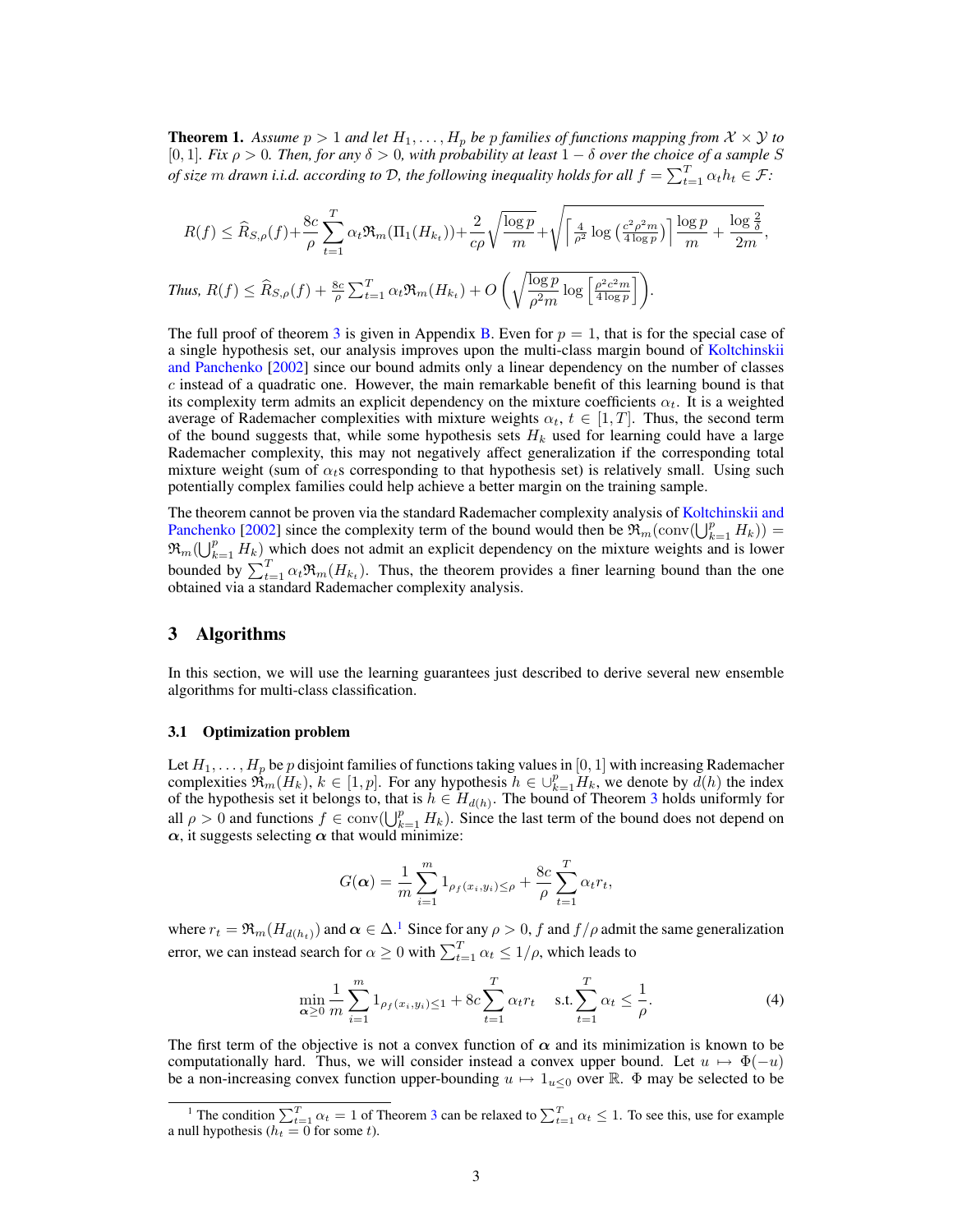**Theorem 1.** *Assume $p > 1$ and let $H_1, \ldots, H_p$ be $p$ families of functions mapping from $\mathcal{X} \times \mathcal{Y}$ to $[0, 1]$. Fix $\rho > 0$. Then, for any $\delta > 0$, with probability at least $1 - \delta$ over the choice of a sample $S$ of size $m$ drawn i.i.d. according to $\mathcal{D}$, the following inequality holds for all $f = \sum_{t=1}^T \alpha_t h_t \in \mathcal{F}$:*

$$R(f) \leq \widehat{R}_{S,\rho}(f) + \frac{8c}{\rho} \sum_{t=1}^T \alpha_t \mathfrak{R}_m(\Pi_1(H_{k_t})) + \frac{2}{c\rho}\sqrt{\frac{\log p}{m}} + \sqrt{\left\lceil \frac{4}{\rho^2} \log\left(\frac{c^2 \rho^2 m}{4 \log p}\right) \right\rceil \frac{\log p}{m} + \frac{\log \frac{2}{\delta}}{2m}},$$

*Thus, $R(f) \leq \widehat{R}_{S,\rho}(f) + \frac{8c}{\rho} \sum_{t=1}^T \alpha_t \mathfrak{R}_m(H_{k_t}) + O\left(\sqrt{\frac{\log p}{\rho^2 m} \log\left[\frac{\rho^2 c^2 m}{4 \log p}\right]}\right)$.*

The full proof of theorem 3 is given in Appendix B. Even for $p = 1$, that is for the special case of a single hypothesis set, our analysis improves upon the multi-class margin bound of Koltchinskii and Panchenko [2002] since our bound admits only a linear dependency on the number of classes $c$ instead of a quadratic one. However, the main remarkable benefit of this learning bound is that its complexity term admits an explicit dependency on the mixture coefficients $\alpha_t$. It is a weighted average of Rademacher complexities with mixture weights $\alpha_t$, $t \in [1, T]$. Thus, the second term of the bound suggests that, while some hypothesis sets $H_k$ used for learning could have a large Rademacher complexity, this may not negatively affect generalization if the corresponding total mixture weight (sum of $\alpha_t$s corresponding to that hypothesis set) is relatively small. Using such potentially complex families could help achieve a better margin on the training sample.

The theorem cannot be proven via the standard Rademacher complexity analysis of Koltchinskii and Panchenko [2002] since the complexity term of the bound would then be $\mathfrak{R}_m(\text{conv}(\bigcup_{k=1}^p H_k)) = \mathfrak{R}_m(\bigcup_{k=1}^p H_k)$ which does not admit an explicit dependency on the mixture weights and is lower bounded by $\sum_{t=1}^T \alpha_t \mathfrak{R}_m(H_{k_t})$. Thus, the theorem provides a finer learning bound than the one obtained via a standard Rademacher complexity analysis.

## 3 Algorithms

In this section, we will use the learning guarantees just described to derive several new ensemble algorithms for multi-class classification.

### 3.1 Optimization problem

Let $H_1, \ldots, H_p$ be $p$ disjoint families of functions taking values in $[0, 1]$ with increasing Rademacher complexities $\mathfrak{R}_m(H_k)$, $k \in [1, p]$. For any hypothesis $h \in \cup_{k=1}^p H_k$, we denote by $d(h)$ the index of the hypothesis set it belongs to, that is $h \in H_{d(h)}$. The bound of Theorem 3 holds uniformly for all $\rho > 0$ and functions $f \in \text{conv}(\bigcup_{k=1}^p H_k)$. Since the last term of the bound does not depend on $\boldsymbol{\alpha}$, it suggests selecting $\boldsymbol{\alpha}$ that would minimize:

$$G(\boldsymbol{\alpha}) = \frac{1}{m} \sum_{i=1}^m 1_{\rho_f(x_i, y_i) \leq \rho} + \frac{8c}{\rho} \sum_{t=1}^T \alpha_t r_t,$$

where $r_t = \mathfrak{R}_m(H_{d(h_t)})$ and $\boldsymbol{\alpha} \in \Delta$.[1] Since for any $\rho > 0$, $f$ and $f/\rho$ admit the same generalization error, we can instead search for $\alpha \geq 0$ with $\sum_{t=1}^T \alpha_t \leq 1/\rho$, which leads to

$$\min_{\boldsymbol{\alpha} \geq 0} \frac{1}{m} \sum_{i=1}^m 1_{\rho_f(x_i, y_i) \leq 1} + 8c \sum_{t=1}^T \alpha_t r_t \quad \text{s.t.} \sum_{t=1}^T \alpha_t \leq \frac{1}{\rho}. \tag{4}$$

The first term of the objective is not a convex function of $\boldsymbol{\alpha}$ and its minimization is known to be computationally hard. Thus, we will consider instead a convex upper bound. Let $u \mapsto \Phi(-u)$ be a non-increasing convex function upper-bounding $u \mapsto 1_{u \leq 0}$ over $\mathbb{R}$. $\Phi$ may be selected to be

[1] The condition $\sum_{t=1}^T \alpha_t = 1$ of Theorem 3 can be relaxed to $\sum_{t=1}^T \alpha_t \leq 1$. To see this, use for example a null hypothesis ($h_t = 0$ for some $t$).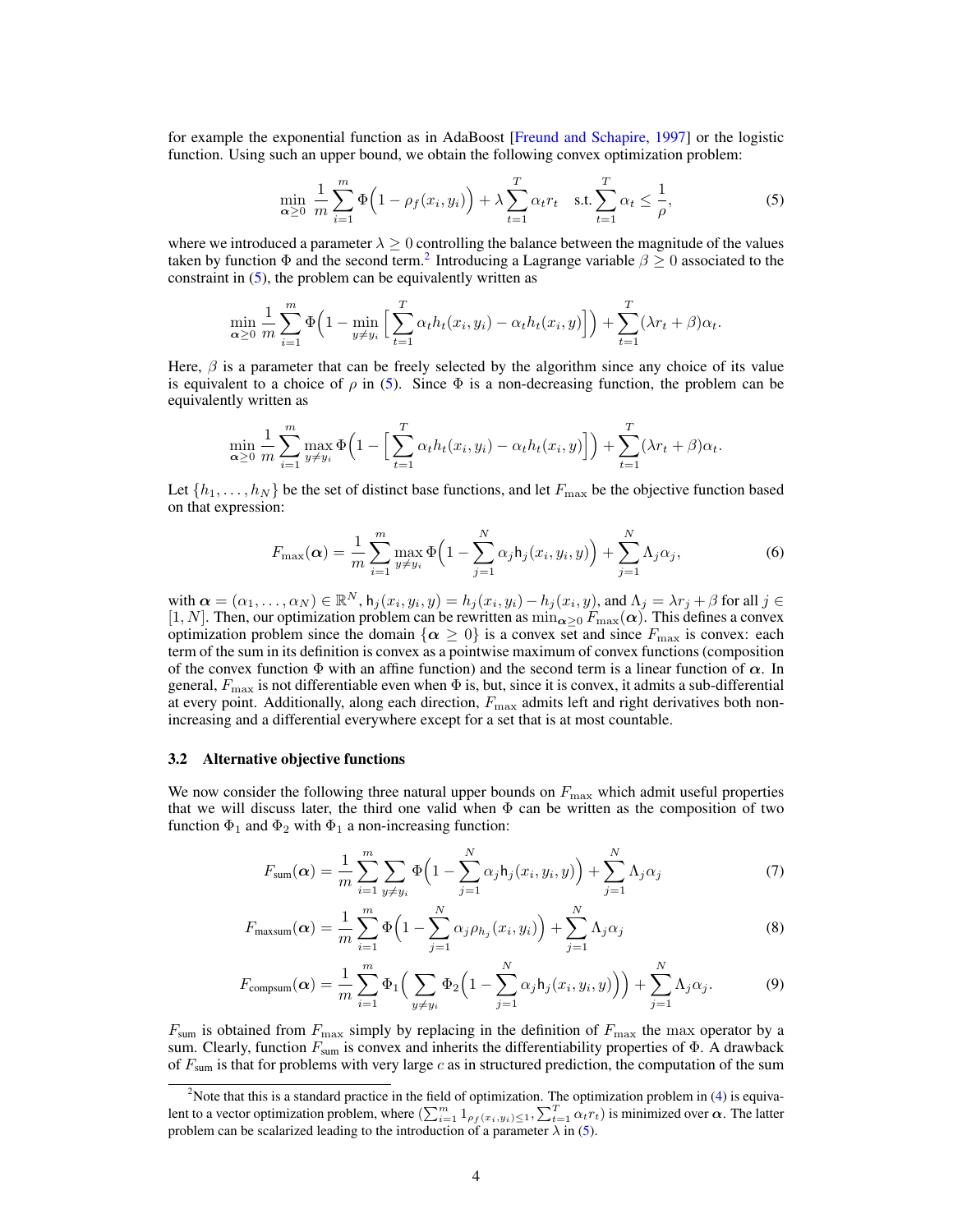for example the exponential function as in AdaBoost [Freund and Schapire, 1997] or the logistic function. Using such an upper bound, we obtain the following convex optimization problem:

$$\min_{\boldsymbol{\alpha} \geq 0} \frac{1}{m} \sum_{i=1}^{m} \Phi\Big(1 - \rho_f(x_i, y_i)\Big) + \lambda \sum_{t=1}^{T} \alpha_t r_t \quad \text{s.t.} \sum_{t=1}^{T} \alpha_t \leq \frac{1}{\rho}, \tag{5}$$

where we introduced a parameter $\lambda \geq 0$ controlling the balance between the magnitude of the values taken by function $\Phi$ and the second term.[2] Introducing a Lagrange variable $\beta \geq 0$ associated to the constraint in (5), the problem can be equivalently written as

$$\min_{\boldsymbol{\alpha} \geq 0} \frac{1}{m} \sum_{i=1}^{m} \Phi\Big(1 - \min_{y \neq y_i} \Big[\sum_{t=1}^{T} \alpha_t h_t(x_i, y_i) - \alpha_t h_t(x_i, y)\Big]\Big) + \sum_{t=1}^{T} (\lambda r_t + \beta)\alpha_t.$$

Here, $\beta$ is a parameter that can be freely selected by the algorithm since any choice of its value is equivalent to a choice of $\rho$ in (5). Since $\Phi$ is a non-decreasing function, the problem can be equivalently written as

$$\min_{\boldsymbol{\alpha} \geq 0} \frac{1}{m} \sum_{i=1}^{m} \max_{y \neq y_i} \Phi\Big(1 - \Big[\sum_{t=1}^{T} \alpha_t h_t(x_i, y_i) - \alpha_t h_t(x_i, y)\Big]\Big) + \sum_{t=1}^{T} (\lambda r_t + \beta)\alpha_t.$$

Let $\{h_1, \ldots, h_N\}$ be the set of distinct base functions, and let $F_{\max}$ be the objective function based on that expression:

$$F_{\max}(\boldsymbol{\alpha}) = \frac{1}{m} \sum_{i=1}^{m} \max_{y \neq y_i} \Phi\Big(1 - \sum_{j=1}^{N} \alpha_j \mathsf{h}_j(x_i, y_i, y)\Big) + \sum_{j=1}^{N} \Lambda_j \alpha_j, \tag{6}$$

with $\boldsymbol{\alpha} = (\alpha_1, \ldots, \alpha_N) \in \mathbb{R}^N$, $\mathsf{h}_j(x_i, y_i, y) = h_j(x_i, y_i) - h_j(x_i, y)$, and $\Lambda_j = \lambda r_j + \beta$ for all $j \in [1, N]$. Then, our optimization problem can be rewritten as $\min_{\boldsymbol{\alpha} \geq 0} F_{\max}(\boldsymbol{\alpha})$. This defines a convex optimization problem since the domain $\{\boldsymbol{\alpha} \geq 0\}$ is a convex set and since $F_{\max}$ is convex: each term of the sum in its definition is convex as a pointwise maximum of convex functions (composition of the convex function $\Phi$ with an affine function) and the second term is a linear function of $\boldsymbol{\alpha}$. In general, $F_{\max}$ is not differentiable even when $\Phi$ is, but, since it is convex, it admits a sub-differential at every point. Additionally, along each direction, $F_{\max}$ admits left and right derivatives both non-increasing and a differential everywhere except for a set that is at most countable.

### 3.2 Alternative objective functions

We now consider the following three natural upper bounds on $F_{\max}$ which admit useful properties that we will discuss later, the third one valid when $\Phi$ can be written as the composition of two function $\Phi_1$ and $\Phi_2$ with $\Phi_1$ a non-increasing function:

$$F_{\text{sum}}(\boldsymbol{\alpha}) = \frac{1}{m} \sum_{i=1}^{m} \sum_{y \neq y_i} \Phi\Big(1 - \sum_{j=1}^{N} \alpha_j \mathsf{h}_j(x_i, y_i, y)\Big) + \sum_{j=1}^{N} \Lambda_j \alpha_j \tag{7}$$

$$F_{\text{maxsum}}(\boldsymbol{\alpha}) = \frac{1}{m} \sum_{i=1}^{m} \Phi\Big(1 - \sum_{j=1}^{N} \alpha_j \rho_{h_j}(x_i, y_i)\Big) + \sum_{j=1}^{N} \Lambda_j \alpha_j \tag{8}$$

$$F_{\text{compsum}}(\boldsymbol{\alpha}) = \frac{1}{m} \sum_{i=1}^{m} \Phi_1\Big(\sum_{y \neq y_i} \Phi_2\Big(1 - \sum_{j=1}^{N} \alpha_j \mathsf{h}_j(x_i, y_i, y)\Big)\Big) + \sum_{j=1}^{N} \Lambda_j \alpha_j. \tag{9}$$

$F_{\text{sum}}$ is obtained from $F_{\max}$ simply by replacing in the definition of $F_{\max}$ the max operator by a sum. Clearly, function $F_{\text{sum}}$ is convex and inherits the differentiability properties of $\Phi$. A drawback of $F_{\text{sum}}$ is that for problems with very large $c$ as in structured prediction, the computation of the sum

---

[2] Note that this is a standard practice in the field of optimization. The optimization problem in (4) is equivalent to a vector optimization problem, where $(\sum_{i=1}^{m} 1_{\rho_f(x_i, y_i) \leq 1}, \sum_{t=1}^{T} \alpha_t r_t)$ is minimized over $\boldsymbol{\alpha}$. The latter problem can be scalarized leading to the introduction of a parameter $\lambda$ in (5).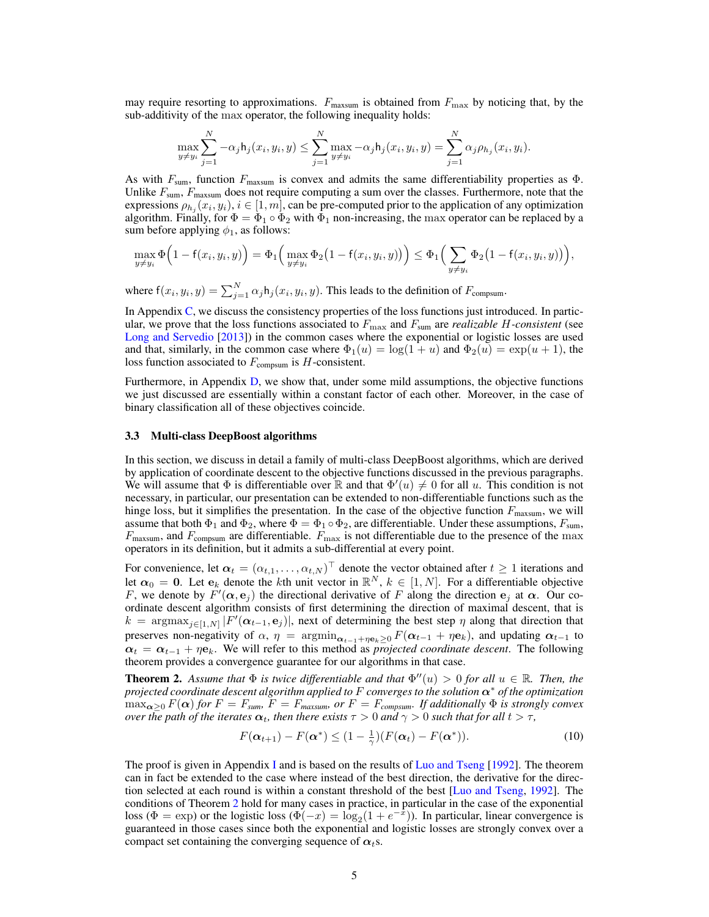may require resorting to approximations. $F_{\text{maxsum}}$ is obtained from $F_{\max}$ by noticing that, by the sub-additivity of the max operator, the following inequality holds:

$$\max_{y \neq y_i} \sum_{j=1}^{N} -\alpha_j \mathsf{h}_j(x_i, y_i, y) \leq \sum_{j=1}^{N} \max_{y \neq y_i} -\alpha_j \mathsf{h}_j(x_i, y_i, y) = \sum_{j=1}^{N} \alpha_j \rho_{h_j}(x_i, y_i).$$

As with $F_{\text{sum}}$, function $F_{\text{maxsum}}$ is convex and admits the same differentiability properties as $\Phi$. Unlike $F_{\text{sum}}$, $F_{\text{maxsum}}$ does not require computing a sum over the classes. Furthermore, note that the expressions $\rho_{h_j}(x_i, y_i)$, $i \in [1, m]$, can be pre-computed prior to the application of any optimization algorithm. Finally, for $\Phi = \Phi_1 \circ \Phi_2$ with $\Phi_1$ non-increasing, the max operator can be replaced by a sum before applying $\phi_1$, as follows:

$$\max_{y \neq y_i} \Phi\Big(1 - \mathsf{f}(x_i, y_i, y)\Big) = \Phi_1\Big(\max_{y \neq y_i} \Phi_2\big(1 - \mathsf{f}(x_i, y_i, y)\big)\Big) \leq \Phi_1\Big(\sum_{y \neq y_i} \Phi_2\big(1 - \mathsf{f}(x_i, y_i, y)\big)\Big),$$

where $\mathsf{f}(x_i, y_i, y) = \sum_{j=1}^{N} \alpha_j \mathsf{h}_j(x_i, y_i, y)$. This leads to the definition of $F_{\text{compsum}}$.

In Appendix C, we discuss the consistency properties of the loss functions just introduced. In particular, we prove that the loss functions associated to $F_{\max}$ and $F_{\text{sum}}$ are *realizable $H$-consistent* (see Long and Servedio [2013]) in the common cases where the exponential or logistic losses are used and that, similarly, in the common case where $\Phi_1(u) = \log(1 + u)$ and $\Phi_2(u) = \exp(u + 1)$, the loss function associated to $F_{\text{compsum}}$ is $H$-consistent.

Furthermore, in Appendix D, we show that, under some mild assumptions, the objective functions we just discussed are essentially within a constant factor of each other. Moreover, in the case of binary classification all of these objectives coincide.

### 3.3 Multi-class DeepBoost algorithms

In this section, we discuss in detail a family of multi-class DeepBoost algorithms, which are derived by application of coordinate descent to the objective functions discussed in the previous paragraphs. We will assume that $\Phi$ is differentiable over $\mathbb{R}$ and that $\Phi'(u) \neq 0$ for all $u$. This condition is not necessary, in particular, our presentation can be extended to non-differentiable functions such as the hinge loss, but it simplifies the presentation. In the case of the objective function $F_{\text{maxsum}}$, we will assume that both $\Phi_1$ and $\Phi_2$, where $\Phi = \Phi_1 \circ \Phi_2$, are differentiable. Under these assumptions, $F_{\text{sum}}$, $F_{\text{maxsum}}$, and $F_{\text{compsum}}$ are differentiable. $F_{\max}$ is not differentiable due to the presence of the max operators in its definition, but it admits a sub-differential at every point.

For convenience, let $\boldsymbol{\alpha}_t = (\alpha_{t,1}, \ldots, \alpha_{t,N})^\top$ denote the vector obtained after $t \geq 1$ iterations and let $\boldsymbol{\alpha}_0 = \mathbf{0}$. Let $\mathbf{e}_k$ denote the $k$th unit vector in $\mathbb{R}^N$, $k \in [1, N]$. For a differentiable objective $F$, we denote by $F'(\boldsymbol{\alpha}, \mathbf{e}_j)$ the directional derivative of $F$ along the direction $\mathbf{e}_j$ at $\boldsymbol{\alpha}$. Our coordinate descent algorithm consists of first determining the direction of maximal descent, that is $k = \operatorname{argmax}_{j \in [1,N]} |F'(\boldsymbol{\alpha}_{t-1}, \mathbf{e}_j)|$, next of determining the best step $\eta$ along that direction that preserves non-negativity of $\alpha$, $\eta = \operatorname{argmin}_{\boldsymbol{\alpha}_{t-1} + \eta \mathbf{e}_k \geq 0} F(\boldsymbol{\alpha}_{t-1} + \eta \mathbf{e}_k)$, and updating $\boldsymbol{\alpha}_{t-1}$ to $\boldsymbol{\alpha}_t = \boldsymbol{\alpha}_{t-1} + \eta \mathbf{e}_k$. We will refer to this method as *projected coordinate descent*. The following theorem provides a convergence guarantee for our algorithms in that case.

**Theorem 2.** *Assume that $\Phi$ is twice differentiable and that $\Phi''(u) > 0$ for all $u \in \mathbb{R}$. Then, the projected coordinate descent algorithm applied to $F$ converges to the solution $\boldsymbol{\alpha}^*$ of the optimization $\max_{\boldsymbol{\alpha} \geq 0} F(\boldsymbol{\alpha})$ for $F = F_{\text{sum}}$, $F = F_{\text{maxsum}}$, or $F = F_{\text{compsum}}$. If additionally $\Phi$ is strongly convex over the path of the iterates $\boldsymbol{\alpha}_t$, then there exists $\tau > 0$ and $\gamma > 0$ such that for all $t > \tau$,*

$$F(\boldsymbol{\alpha}_{t+1}) - F(\boldsymbol{\alpha}^*) \leq (1 - \tfrac{1}{\gamma})(F(\boldsymbol{\alpha}_t) - F(\boldsymbol{\alpha}^*)). \tag{10}$$

The proof is given in Appendix I and is based on the results of Luo and Tseng [1992]. The theorem can in fact be extended to the case where instead of the best direction, the derivative for the direction selected at each round is within a constant threshold of the best [Luo and Tseng, 1992]. The conditions of Theorem 2 hold for many cases in practice, in particular in the case of the exponential loss ($\Phi = \exp$) or the logistic loss ($\Phi(-x) = \log_2(1 + e^{-x})$). In particular, linear convergence is guaranteed in those cases since both the exponential and logistic losses are strongly convex over a compact set containing the converging sequence of $\boldsymbol{\alpha}_t$s.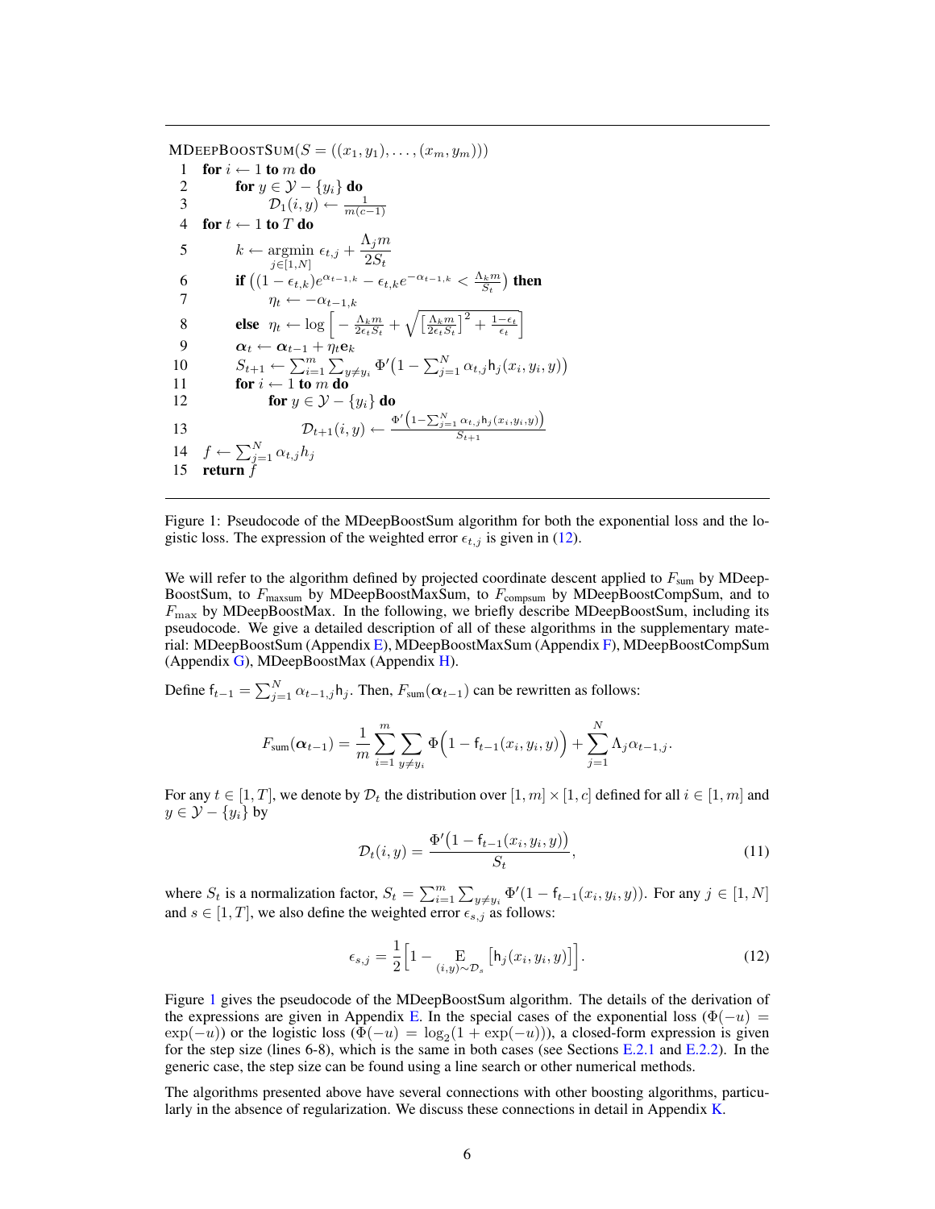```
MDeepBoostSum(S = ((x_1, y_1), ..., (x_m, y_m)))
 1  for i ← 1 to m do
 2      for y ∈ 𝒴 − {y_i} do
 3          𝒟_1(i, y) ← 1 / (m(c−1))
 4  for t ← 1 to T do
 5      k ← argmin_{j∈[1,N]} ε_{t,j} + Λ_j m / (2 S_t)
 6      if ((1 − ε_{t,k}) e^{α_{t−1,k}} − ε_{t,k} e^{−α_{t−1,k}} < Λ_k m / S_t) then
 7          η_t ← −α_{t−1,k}
 8      else η_t ← log[ −Λ_k m / (2 ε_t S_t) + sqrt( [Λ_k m / (2 ε_t S_t)]^2 + (1 − ε_t)/ε_t ) ]
 9      α_t ← α_{t−1} + η_t e_k
10      S_{t+1} ← Σ_{i=1}^m Σ_{y≠y_i} Φ'(1 − Σ_{j=1}^N α_{t,j} h_j(x_i, y_i, y))
11      for i ← 1 to m do
12          for y ∈ 𝒴 − {y_i} do
13              𝒟_{t+1}(i, y) ← Φ'(1 − Σ_{j=1}^N α_{t,j} h_j(x_i, y_i, y)) / S_{t+1}
14  f ← Σ_{j=1}^N α_{t,j} h_j
15  return f
```

Figure 1: Pseudocode of the MDeepBoostSum algorithm for both the exponential loss and the logistic loss. The expression of the weighted error $\epsilon_{t,j}$ is given in (12).

We will refer to the algorithm defined by projected coordinate descent applied to $F_{\text{sum}}$ by MDeepBoostSum, to $F_{\text{maxsum}}$ by MDeepBoostMaxSum, to $F_{\text{compsum}}$ by MDeepBoostCompSum, and to $F_{\max}$ by MDeepBoostMax. In the following, we briefly describe MDeepBoostSum, including its pseudocode. We give a detailed description of all of these algorithms in the supplementary material: MDeepBoostSum (Appendix E), MDeepBoostMaxSum (Appendix F), MDeepBoostCompSum (Appendix G), MDeepBoostMax (Appendix H).

Define $\mathsf{f}_{t-1} = \sum_{j=1}^{N} \alpha_{t-1,j} \mathsf{h}_j$. Then, $F_{\text{sum}}(\boldsymbol{\alpha}_{t-1})$ can be rewritten as follows:

$$F_{\text{sum}}(\boldsymbol{\alpha}_{t-1}) = \frac{1}{m} \sum_{i=1}^{m} \sum_{y \neq y_i} \Phi\Big(1 - \mathsf{f}_{t-1}(x_i, y_i, y)\Big) + \sum_{j=1}^{N} \Lambda_j \alpha_{t-1,j}.$$

For any $t \in [1, T]$, we denote by $\mathcal{D}_t$ the distribution over $[1, m] \times [1, c]$ defined for all $i \in [1, m]$ and $y \in \mathcal{Y} - \{y_i\}$ by

$$\mathcal{D}_t(i, y) = \frac{\Phi'\big(1 - \mathsf{f}_{t-1}(x_i, y_i, y)\big)}{S_t}, \tag{11}$$

where $S_t$ is a normalization factor, $S_t = \sum_{i=1}^{m} \sum_{y \neq y_i} \Phi'(1 - \mathsf{f}_{t-1}(x_i, y_i, y))$. For any $j \in [1, N]$ and $s \in [1, T]$, we also define the weighted error $\epsilon_{s,j}$ as follows:

$$\epsilon_{s,j} = \frac{1}{2}\Big[1 - \mathop{\mathrm{E}}_{(i,y) \sim \mathcal{D}_s}\big[\mathsf{h}_j(x_i, y_i, y)\big]\Big]. \tag{12}$$

Figure 1 gives the pseudocode of the MDeepBoostSum algorithm. The details of the derivation of the expressions are given in Appendix E. In the special cases of the exponential loss ($\Phi(-u) = \exp(-u)$) or the logistic loss ($\Phi(-u) = \log_2(1 + \exp(-u))$), a closed-form expression is given for the step size (lines 6-8), which is the same in both cases (see Sections E.2.1 and E.2.2). In the generic case, the step size can be found using a line search or other numerical methods.

The algorithms presented above have several connections with other boosting algorithms, particularly in the absence of regularization. We discuss these connections in detail in Appendix K.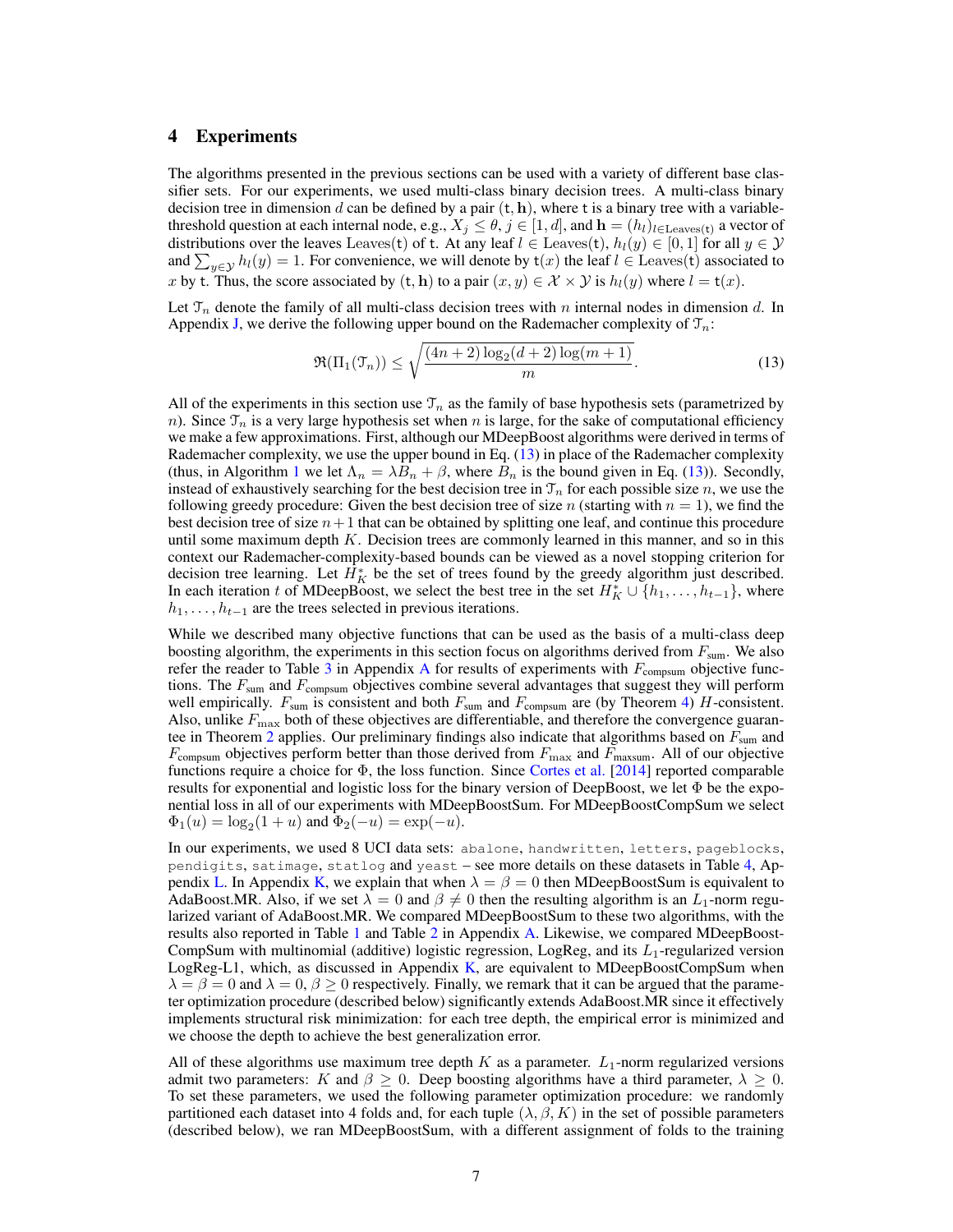# 4 Experiments

The algorithms presented in the previous sections can be used with a variety of different base classifier sets. For our experiments, we used multi-class binary decision trees. A multi-class binary decision tree in dimension $d$ can be defined by a pair $(\mathsf{t}, \mathbf{h})$, where $\mathsf{t}$ is a binary tree with a variable-threshold question at each internal node, e.g., $X_j \leq \theta$, $j \in [1, d]$, and $\mathbf{h} = (h_l)_{l \in \text{Leaves}(\mathsf{t})}$ a vector of distributions over the leaves $\text{Leaves}(\mathsf{t})$ of $\mathsf{t}$. At any leaf $l \in \text{Leaves}(\mathsf{t})$, $h_l(y) \in [0, 1]$ for all $y \in \mathcal{Y}$ and $\sum_{y \in \mathcal{Y}} h_l(y) = 1$. For convenience, we will denote by $\mathsf{t}(x)$ the leaf $l \in \text{Leaves}(\mathsf{t})$ associated to $x$ by $\mathsf{t}$. Thus, the score associated by $(\mathsf{t}, \mathbf{h})$ to a pair $(x, y) \in \mathcal{X} \times \mathcal{Y}$ is $h_l(y)$ where $l = \mathsf{t}(x)$.

Let $\mathcal{T}_n$ denote the family of all multi-class decision trees with $n$ internal nodes in dimension $d$. In Appendix J, we derive the following upper bound on the Rademacher complexity of $\mathcal{T}_n$:

$$\mathfrak{R}(\Pi_1(\mathcal{T}_n)) \leq \sqrt{\frac{(4n+2)\log_2(d+2)\log(m+1)}{m}}. \tag{13}$$

All of the experiments in this section use $\mathcal{T}_n$ as the family of base hypothesis sets (parametrized by $n$). Since $\mathcal{T}_n$ is a very large hypothesis set when $n$ is large, for the sake of computational efficiency we make a few approximations. First, although our MDeepBoost algorithms were derived in terms of Rademacher complexity, we use the upper bound in Eq. (13) in place of the Rademacher complexity (thus, in Algorithm 1 we let $\Lambda_n = \lambda B_n + \beta$, where $B_n$ is the bound given in Eq. (13)). Secondly, instead of exhaustively searching for the best decision tree in $\mathcal{T}_n$ for each possible size $n$, we use the following greedy procedure: Given the best decision tree of size $n$ (starting with $n = 1$), we find the best decision tree of size $n+1$ that can be obtained by splitting one leaf, and continue this procedure until some maximum depth $K$. Decision trees are commonly learned in this manner, and so in this context our Rademacher-complexity-based bounds can be viewed as a novel stopping criterion for decision tree learning. Let $H_K^*$ be the set of trees found by the greedy algorithm just described. In each iteration $t$ of MDeepBoost, we select the best tree in the set $H_K^* \cup \{h_1, \ldots, h_{t-1}\}$, where $h_1, \ldots, h_{t-1}$ are the trees selected in previous iterations.

While we described many objective functions that can be used as the basis of a multi-class deep boosting algorithm, the experiments in this section focus on algorithms derived from $F_{\text{sum}}$. We also refer the reader to Table 3 in Appendix A for results of experiments with $F_{\text{compsum}}$ objective functions. The $F_{\text{sum}}$ and $F_{\text{compsum}}$ objectives combine several advantages that suggest they will perform well empirically. $F_{\text{sum}}$ is consistent and both $F_{\text{sum}}$ and $F_{\text{compsum}}$ are (by Theorem 4) $H$-consistent. Also, unlike $F_{\text{max}}$ both of these objectives are differentiable, and therefore the convergence guarantee in Theorem 2 applies. Our preliminary findings also indicate that algorithms based on $F_{\text{sum}}$ and $F_{\text{compsum}}$ objectives perform better than those derived from $F_{\text{max}}$ and $F_{\text{maxsum}}$. All of our objective functions require a choice for $\Phi$, the loss function. Since Cortes et al. [2014] reported comparable results for exponential and logistic loss for the binary version of DeepBoost, we let $\Phi$ be the exponential loss in all of our experiments with MDeepBoostSum. For MDeepBoostCompSum we select $\Phi_1(u) = \log_2(1 + u)$ and $\Phi_2(-u) = \exp(-u)$.

In our experiments, we used 8 UCI data sets: `abalone`, `handwritten`, `letters`, `pageblocks`, `pendigits`, `satimage`, `statlog` and `yeast` – see more details on these datasets in Table 4, Appendix L. In Appendix K, we explain that when $\lambda = \beta = 0$ then MDeepBoostSum is equivalent to AdaBoost.MR. Also, if we set $\lambda = 0$ and $\beta \neq 0$ then the resulting algorithm is an $L_1$-norm regularized variant of AdaBoost.MR. We compared MDeepBoostSum to these two algorithms, with the results also reported in Table 1 and Table 2 in Appendix A. Likewise, we compared MDeepBoostCompSum with multinomial (additive) logistic regression, LogReg, and its $L_1$-regularized version LogReg-L1, which, as discussed in Appendix K, are equivalent to MDeepBoostCompSum when $\lambda = \beta = 0$ and $\lambda = 0, \beta \geq 0$ respectively. Finally, we remark that it can be argued that the parameter optimization procedure (described below) significantly extends AdaBoost.MR since it effectively implements structural risk minimization: for each tree depth, the empirical error is minimized and we choose the depth to achieve the best generalization error.

All of these algorithms use maximum tree depth $K$ as a parameter. $L_1$-norm regularized versions admit two parameters: $K$ and $\beta \geq 0$. Deep boosting algorithms have a third parameter, $\lambda \geq 0$. To set these parameters, we used the following parameter optimization procedure: we randomly partitioned each dataset into 4 folds and, for each tuple $(\lambda, \beta, K)$ in the set of possible parameters (described below), we ran MDeepBoostSum, with a different assignment of folds to the training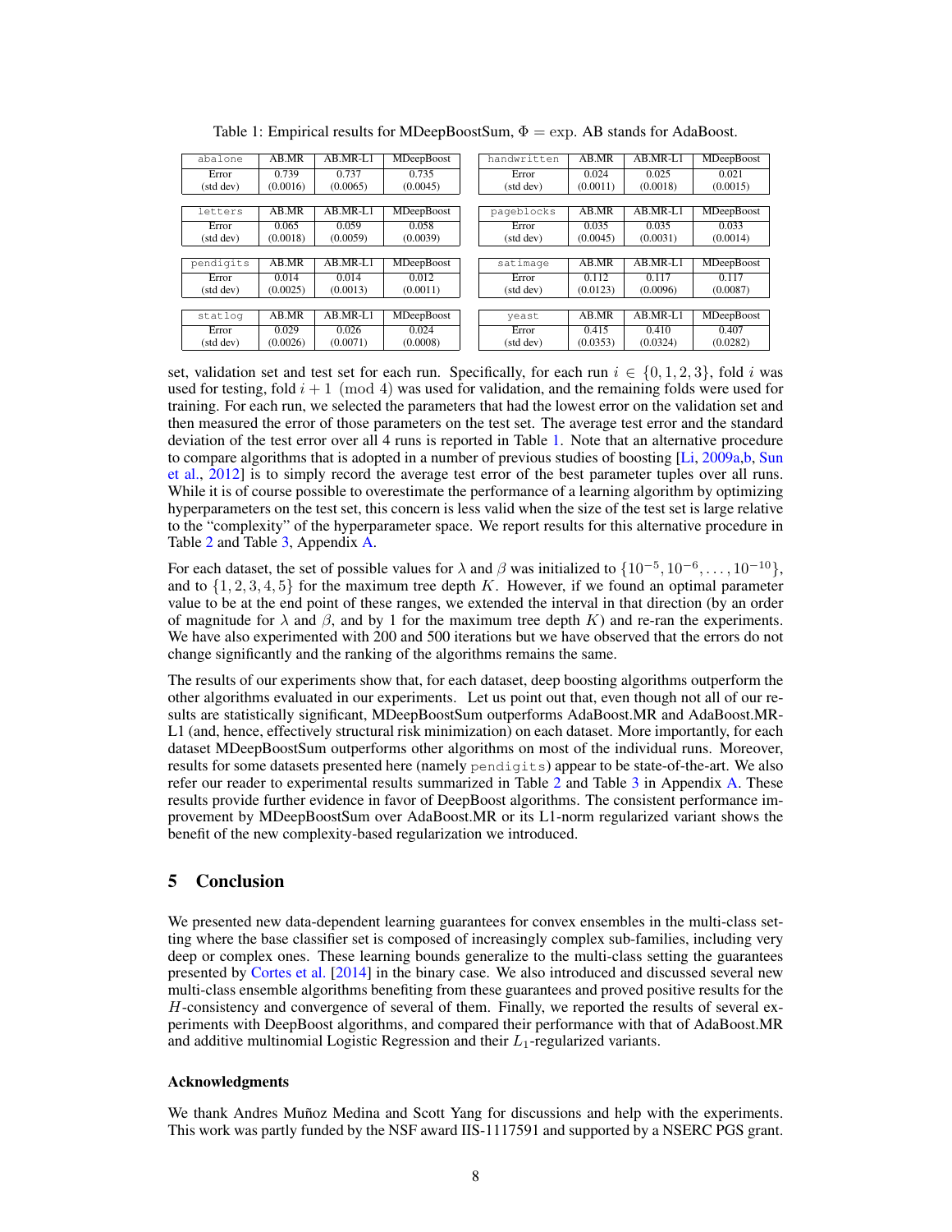Table 1: Empirical results for MDeepBoostSum, $\Phi = \exp$. AB stands for AdaBoost.

| abalone | AB.MR | AB.MR-L1 | MDeepBoost |
|---|---|---|---|
| Error | 0.739 | 0.737 | 0.735 |
| (std dev) | (0.0016) | (0.0065) | (0.0045) |

| handwritten | AB.MR | AB.MR-L1 | MDeepBoost |
|---|---|---|---|
| Error | 0.024 | 0.025 | 0.021 |
| (std dev) | (0.0011) | (0.0018) | (0.0015) |

| letters | AB.MR | AB.MR-L1 | MDeepBoost |
|---|---|---|---|
| Error | 0.065 | 0.059 | 0.058 |
| (std dev) | (0.0018) | (0.0059) | (0.0039) |

| pageblocks | AB.MR | AB.MR-L1 | MDeepBoost |
|---|---|---|---|
| Error | 0.035 | 0.035 | 0.033 |
| (std dev) | (0.0045) | (0.0031) | (0.0014) |

| pendigits | AB.MR | AB.MR-L1 | MDeepBoost |
|---|---|---|---|
| Error | 0.014 | 0.014 | 0.012 |
| (std dev) | (0.0025) | (0.0013) | (0.0011) |

| satimage | AB.MR | AB.MR-L1 | MDeepBoost |
|---|---|---|---|
| Error | 0.112 | 0.117 | 0.117 |
| (std dev) | (0.0123) | (0.0096) | (0.0087) |

| statlog | AB.MR | AB.MR-L1 | MDeepBoost |
|---|---|---|---|
| Error | 0.029 | 0.026 | 0.024 |
| (std dev) | (0.0026) | (0.0071) | (0.0008) |

| yeast | AB.MR | AB.MR-L1 | MDeepBoost |
|---|---|---|---|
| Error | 0.415 | 0.410 | 0.407 |
| (std dev) | (0.0353) | (0.0324) | (0.0282) |

set, validation set and test set for each run. Specifically, for each run $i \in \{0, 1, 2, 3\}$, fold $i$ was used for testing, fold $i + 1 \pmod 4$ was used for validation, and the remaining folds were used for training. For each run, we selected the parameters that had the lowest error on the validation set and then measured the error of those parameters on the test set. The average test error and the standard deviation of the test error over all 4 runs is reported in Table 1. Note that an alternative procedure to compare algorithms that is adopted in a number of previous studies of boosting [Li, 2009a,b, Sun et al., 2012] is to simply record the average test error of the best parameter tuples over all runs. While it is of course possible to overestimate the performance of a learning algorithm by optimizing hyperparameters on the test set, this concern is less valid when the size of the test set is large relative to the "complexity" of the hyperparameter space. We report results for this alternative procedure in Table 2 and Table 3, Appendix A.

For each dataset, the set of possible values for $\lambda$ and $\beta$ was initialized to $\{10^{-5}, 10^{-6}, \ldots, 10^{-10}\}$, and to $\{1, 2, 3, 4, 5\}$ for the maximum tree depth $K$. However, if we found an optimal parameter value to be at the end point of these ranges, we extended the interval in that direction (by an order of magnitude for $\lambda$ and $\beta$, and by 1 for the maximum tree depth $K$) and re-ran the experiments. We have also experimented with 200 and 500 iterations but we have observed that the errors do not change significantly and the ranking of the algorithms remains the same.

The results of our experiments show that, for each dataset, deep boosting algorithms outperform the other algorithms evaluated in our experiments. Let us point out that, even though not all of our results are statistically significant, MDeepBoostSum outperforms AdaBoost.MR and AdaBoost.MR-L1 (and, hence, effectively structural risk minimization) on each dataset. More importantly, for each dataset MDeepBoostSum outperforms other algorithms on most of the individual runs. Moreover, results for some datasets presented here (namely pendigits) appear to be state-of-the-art. We also refer our reader to experimental results summarized in Table 2 and Table 3 in Appendix A. These results provide further evidence in favor of DeepBoost algorithms. The consistent performance improvement by MDeepBoostSum over AdaBoost.MR or its L1-norm regularized variant shows the benefit of the new complexity-based regularization we introduced.

## 5 Conclusion

We presented new data-dependent learning guarantees for convex ensembles in the multi-class setting where the base classifier set is composed of increasingly complex sub-families, including very deep or complex ones. These learning bounds generalize to the multi-class setting the guarantees presented by Cortes et al. [2014] in the binary case. We also introduced and discussed several new multi-class ensemble algorithms benefiting from these guarantees and proved positive results for the $H$-consistency and convergence of several of them. Finally, we reported the results of several experiments with DeepBoost algorithms, and compared their performance with that of AdaBoost.MR and additive multinomial Logistic Regression and their $L_1$-regularized variants.

### Acknowledgments

We thank Andres Muñoz Medina and Scott Yang for discussions and help with the experiments. This work was partly funded by the NSF award IIS-1117591 and supported by a NSERC PGS grant.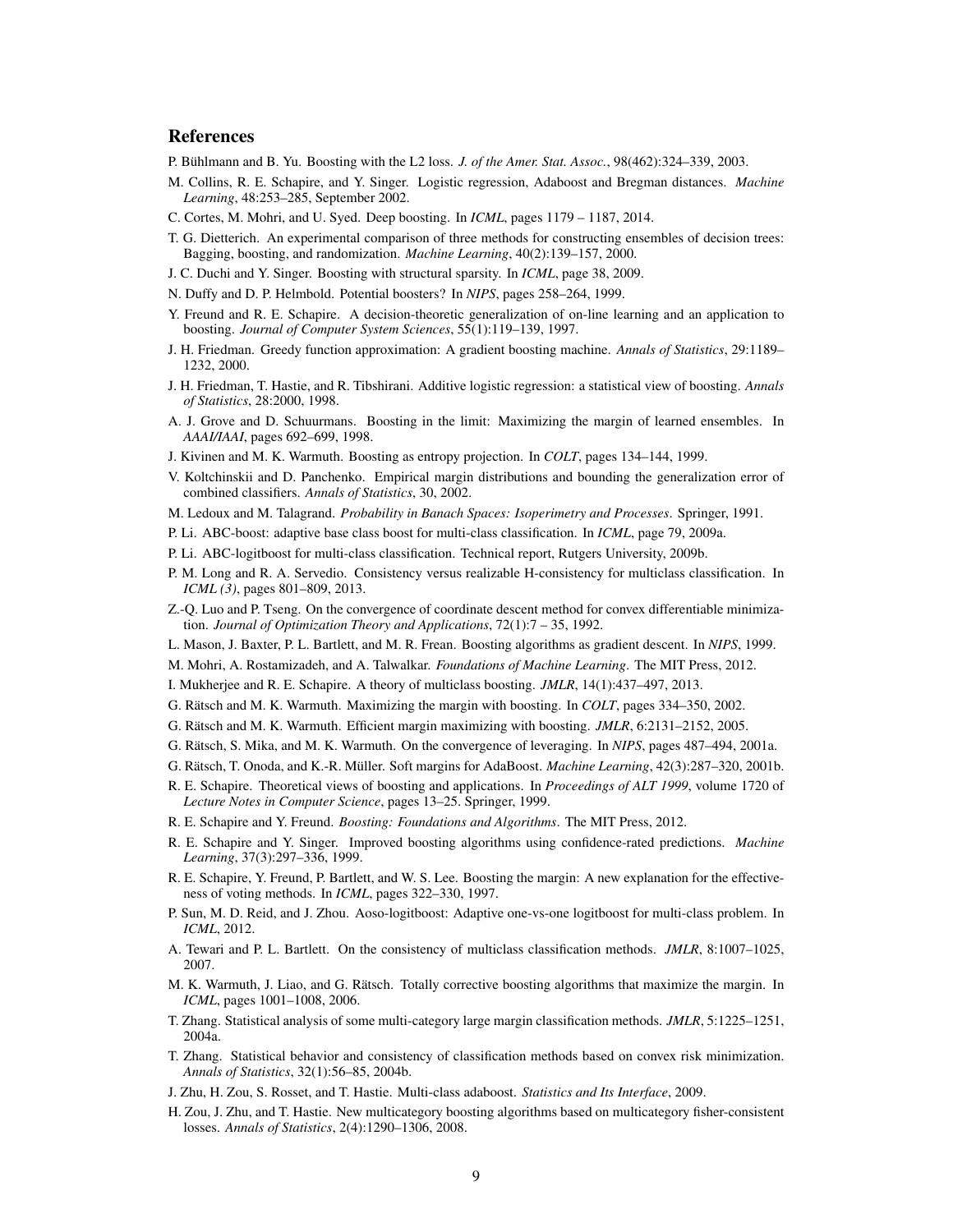## References

P. Bühlmann and B. Yu. Boosting with the L2 loss. *J. of the Amer. Stat. Assoc.*, 98(462):324–339, 2003.

M. Collins, R. E. Schapire, and Y. Singer. Logistic regression, Adaboost and Bregman distances. *Machine Learning*, 48:253–285, September 2002.

C. Cortes, M. Mohri, and U. Syed. Deep boosting. In *ICML*, pages 1179 – 1187, 2014.

T. G. Dietterich. An experimental comparison of three methods for constructing ensembles of decision trees: Bagging, boosting, and randomization. *Machine Learning*, 40(2):139–157, 2000.

J. C. Duchi and Y. Singer. Boosting with structural sparsity. In *ICML*, page 38, 2009.

N. Duffy and D. P. Helmbold. Potential boosters? In *NIPS*, pages 258–264, 1999.

Y. Freund and R. E. Schapire. A decision-theoretic generalization of on-line learning and an application to boosting. *Journal of Computer System Sciences*, 55(1):119–139, 1997.

J. H. Friedman. Greedy function approximation: A gradient boosting machine. *Annals of Statistics*, 29:1189–1232, 2000.

J. H. Friedman, T. Hastie, and R. Tibshirani. Additive logistic regression: a statistical view of boosting. *Annals of Statistics*, 28:2000, 1998.

A. J. Grove and D. Schuurmans. Boosting in the limit: Maximizing the margin of learned ensembles. In *AAAI/IAAI*, pages 692–699, 1998.

J. Kivinen and M. K. Warmuth. Boosting as entropy projection. In *COLT*, pages 134–144, 1999.

V. Koltchinskii and D. Panchenko. Empirical margin distributions and bounding the generalization error of combined classifiers. *Annals of Statistics*, 30, 2002.

M. Ledoux and M. Talagrand. *Probability in Banach Spaces: Isoperimetry and Processes*. Springer, 1991.

P. Li. ABC-boost: adaptive base class boost for multi-class classification. In *ICML*, page 79, 2009a.

P. Li. ABC-logitboost for multi-class classification. Technical report, Rutgers University, 2009b.

P. M. Long and R. A. Servedio. Consistency versus realizable H-consistency for multiclass classification. In *ICML (3)*, pages 801–809, 2013.

Z.-Q. Luo and P. Tseng. On the convergence of coordinate descent method for convex differentiable minimization. *Journal of Optimization Theory and Applications*, 72(1):7 – 35, 1992.

L. Mason, J. Baxter, P. L. Bartlett, and M. R. Frean. Boosting algorithms as gradient descent. In *NIPS*, 1999.

M. Mohri, A. Rostamizadeh, and A. Talwalkar. *Foundations of Machine Learning*. The MIT Press, 2012.

I. Mukherjee and R. E. Schapire. A theory of multiclass boosting. *JMLR*, 14(1):437–497, 2013.

G. Rätsch and M. K. Warmuth. Maximizing the margin with boosting. In *COLT*, pages 334–350, 2002.

G. Rätsch and M. K. Warmuth. Efficient margin maximizing with boosting. *JMLR*, 6:2131–2152, 2005.

G. Rätsch, S. Mika, and M. K. Warmuth. On the convergence of leveraging. In *NIPS*, pages 487–494, 2001a.

G. Rätsch, T. Onoda, and K.-R. Müller. Soft margins for AdaBoost. *Machine Learning*, 42(3):287–320, 2001b.

R. E. Schapire. Theoretical views of boosting and applications. In *Proceedings of ALT 1999*, volume 1720 of *Lecture Notes in Computer Science*, pages 13–25. Springer, 1999.

R. E. Schapire and Y. Freund. *Boosting: Foundations and Algorithms*. The MIT Press, 2012.

R. E. Schapire and Y. Singer. Improved boosting algorithms using confidence-rated predictions. *Machine Learning*, 37(3):297–336, 1999.

R. E. Schapire, Y. Freund, P. Bartlett, and W. S. Lee. Boosting the margin: A new explanation for the effectiveness of voting methods. In *ICML*, pages 322–330, 1997.

P. Sun, M. D. Reid, and J. Zhou. Aoso-logitboost: Adaptive one-vs-one logitboost for multi-class problem. In *ICML*, 2012.

A. Tewari and P. L. Bartlett. On the consistency of multiclass classification methods. *JMLR*, 8:1007–1025, 2007.

M. K. Warmuth, J. Liao, and G. Rätsch. Totally corrective boosting algorithms that maximize the margin. In *ICML*, pages 1001–1008, 2006.

T. Zhang. Statistical analysis of some multi-category large margin classification methods. *JMLR*, 5:1225–1251, 2004a.

T. Zhang. Statistical behavior and consistency of classification methods based on convex risk minimization. *Annals of Statistics*, 32(1):56–85, 2004b.

J. Zhu, H. Zou, S. Rosset, and T. Hastie. Multi-class adaboost. *Statistics and Its Interface*, 2009.

H. Zou, J. Zhu, and T. Hastie. New multicategory boosting algorithms based on multicategory fisher-consistent losses. *Annals of Statistics*, 2(4):1290–1306, 2008.